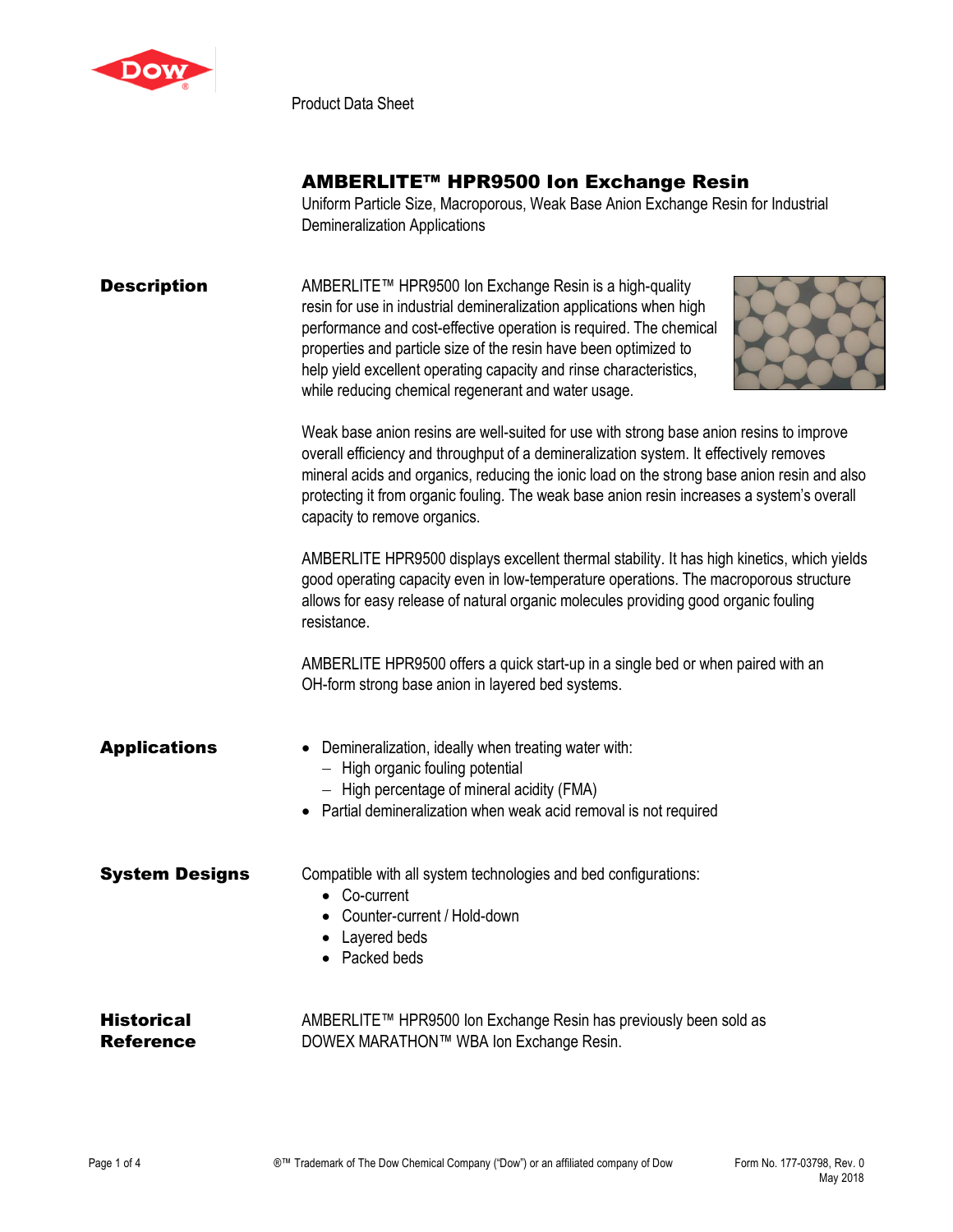Product Data Sheet

# AMBERLITE™ HPR9500 Ion Exchange Resin

Uniform Particle Size, Macroporous, Weak Base Anion Exchange Resin for Industrial Demineralization Applications

## Description

AMBERLITE™ HPR9500 Ion Exchange Resin is a high-quality resin for use in industrial demineralization applications when high performance and cost-effective operation is required. The chemical properties and particle size of the resin have been optimized to help yield excellent operating capacity and rinse characteristics, while reducing chemical regenerant and water usage.

Weak base anion resins are well-suited for use with strong base anion resins to improve overall efficiency and throughput of a demineralization system. It effectively removes mineral acids and organics, reducing the ionic load on the strong base anion resin and also protecting it from organic fouling. The weak base anion resin increases a system's overall capacity to remove organics.

AMBERLITE HPR9500 displays excellent thermal stability. It has high kinetics, which yields good operating capacity even in low-temperature operations. The macroporous structure allows for easy release of natural organic molecules providing good organic fouling resistance.

AMBERLITE HPR9500 offers a quick start-up in a single bed or when paired with an OH-form strong base anion in layered bed systems.

## Applications

- Demineralization, ideally when treating water with:
  - High organic fouling potential
  - High percentage of mineral acidity (FMA)
- Partial demineralization when weak acid removal is not required

## System Designs

Compatible with all system technologies and bed configurations:

- Co-current
- Counter-current / Hold-down
- Layered beds
- Packed beds

## Historical Reference

AMBERLITE™ HPR9500 Ion Exchange Resin has previously been sold as DOWEX MARATHON™ WBA Ion Exchange Resin.

®™ Trademark of The Dow Chemical Company ("Dow") or an affiliated company of Dow

Form No. 177-03798, Rev. 0
May 2018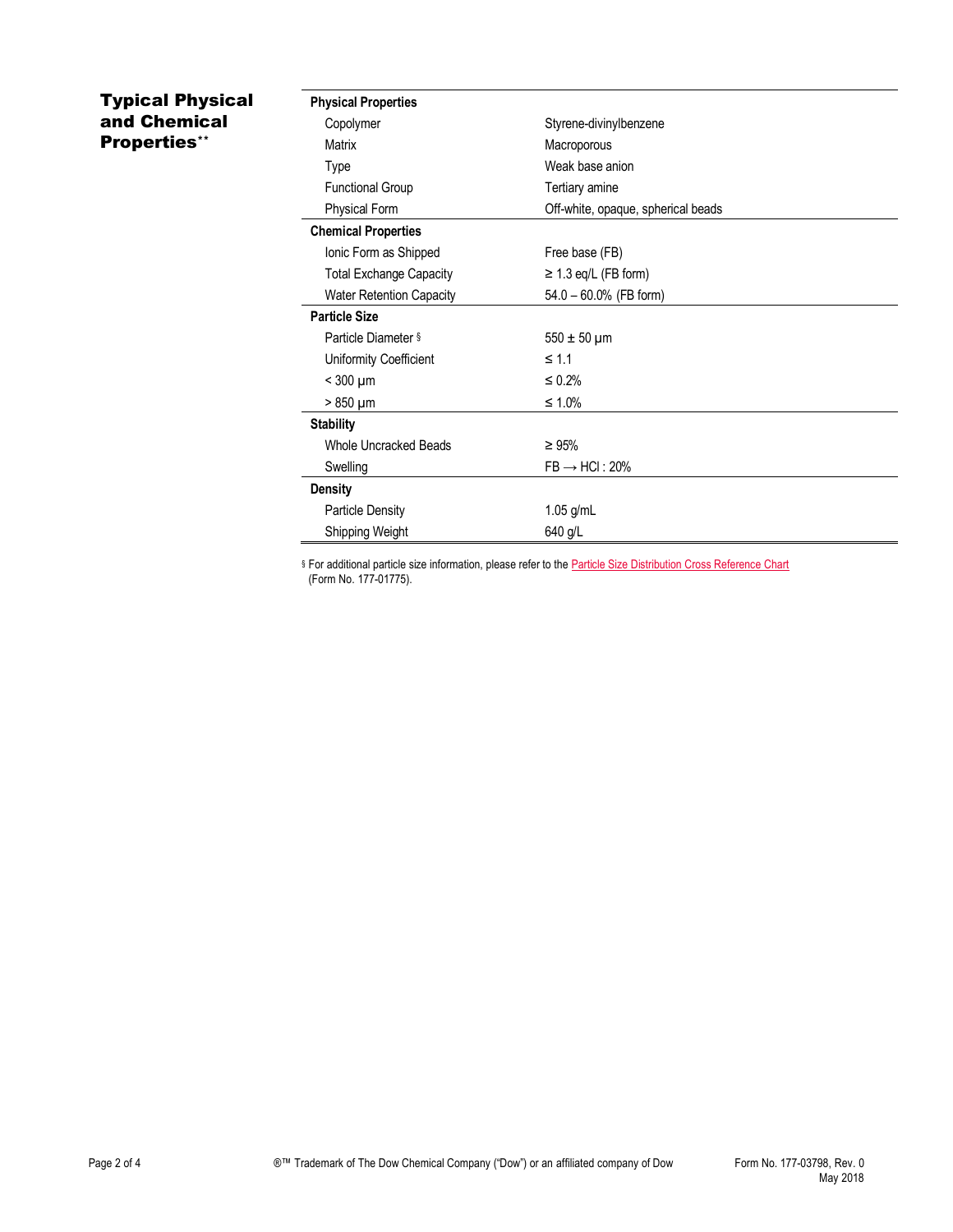## Typical Physical and Chemical Properties**

| | |
|---|---|
| **Physical Properties** | |
| Copolymer | Styrene-divinylbenzene |
| Matrix | Macroporous |
| Type | Weak base anion |
| Functional Group | Tertiary amine |
| Physical Form | Off-white, opaque, spherical beads |
| **Chemical Properties** | |
| Ionic Form as Shipped | Free base (FB) |
| Total Exchange Capacity | ≥ 1.3 eq/L (FB form) |
| Water Retention Capacity | 54.0 – 60.0% (FB form) |
| **Particle Size** | |
| Particle Diameter § | 550 ± 50 µm |
| Uniformity Coefficient | ≤ 1.1 |
| < 300 µm | ≤ 0.2% |
| > 850 µm | ≤ 1.0% |
| **Stability** | |
| Whole Uncracked Beads | ≥ 95% |
| Swelling | FB → HCl : 20% |
| **Density** | |
| Particle Density | 1.05 g/mL |
| Shipping Weight | 640 g/L |

§ For additional particle size information, please refer to the Particle Size Distribution Cross Reference Chart (Form No. 177-01775).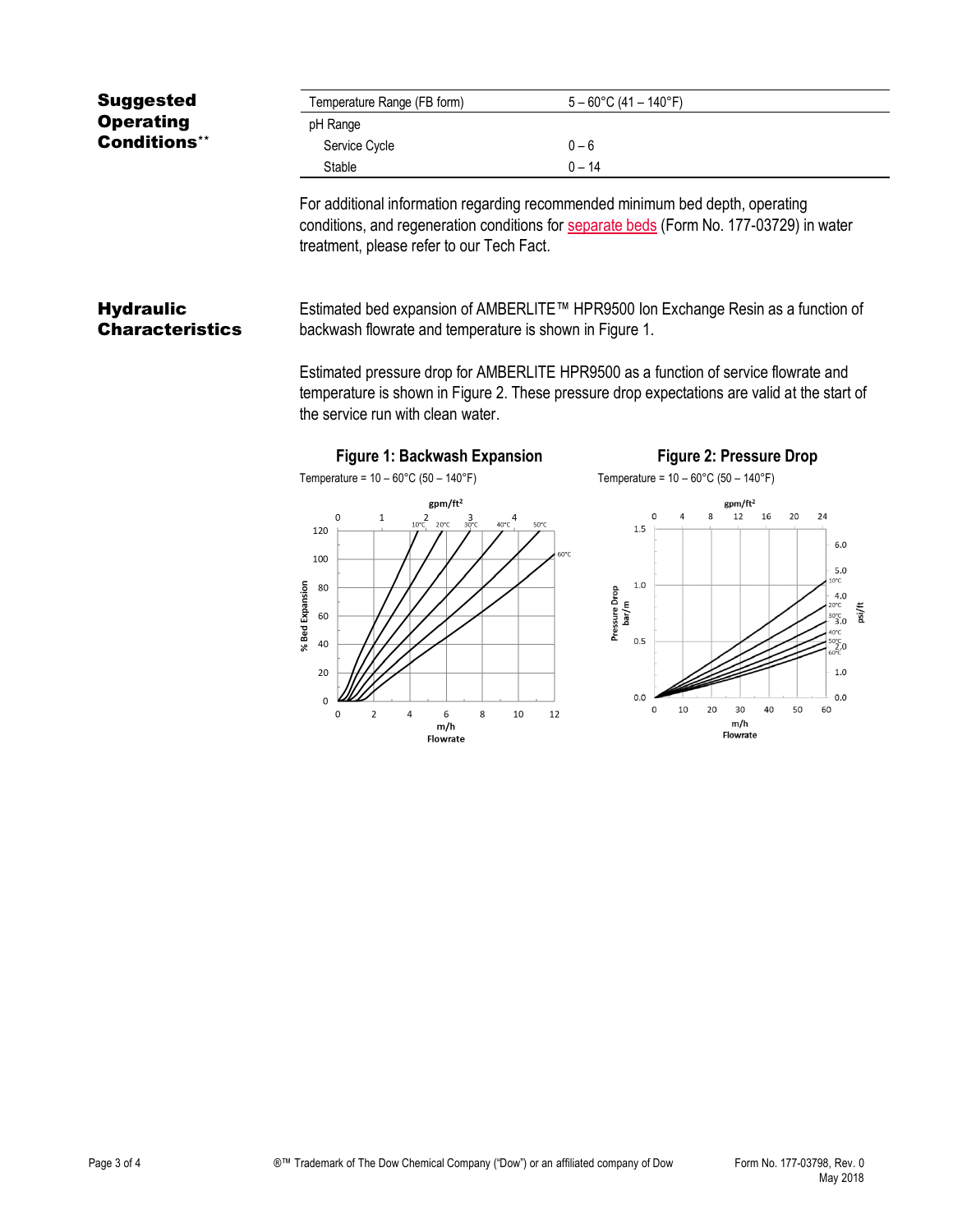## Suggested Operating Conditions**

| Temperature Range (FB form) | 5 – 60°C (41 – 140°F) |
| --- | --- |
| pH Range | |
| Service Cycle | 0 – 6 |
| Stable | 0 – 14 |

For additional information regarding recommended minimum bed depth, operating conditions, and regeneration conditions for separate beds (Form No. 177-03729) in water treatment, please refer to our Tech Fact.

## Hydraulic Characteristics

Estimated bed expansion of AMBERLITE™ HPR9500 Ion Exchange Resin as a function of backwash flowrate and temperature is shown in Figure 1.

Estimated pressure drop for AMBERLITE HPR9500 as a function of service flowrate and temperature is shown in Figure 2. These pressure drop expectations are valid at the start of the service run with clean water.

**Figure 1: Backwash Expansion**

Temperature = 10 – 60°C (50 – 140°F)

**Figure 2: Pressure Drop**

Temperature = 10 – 60°C (50 – 140°F)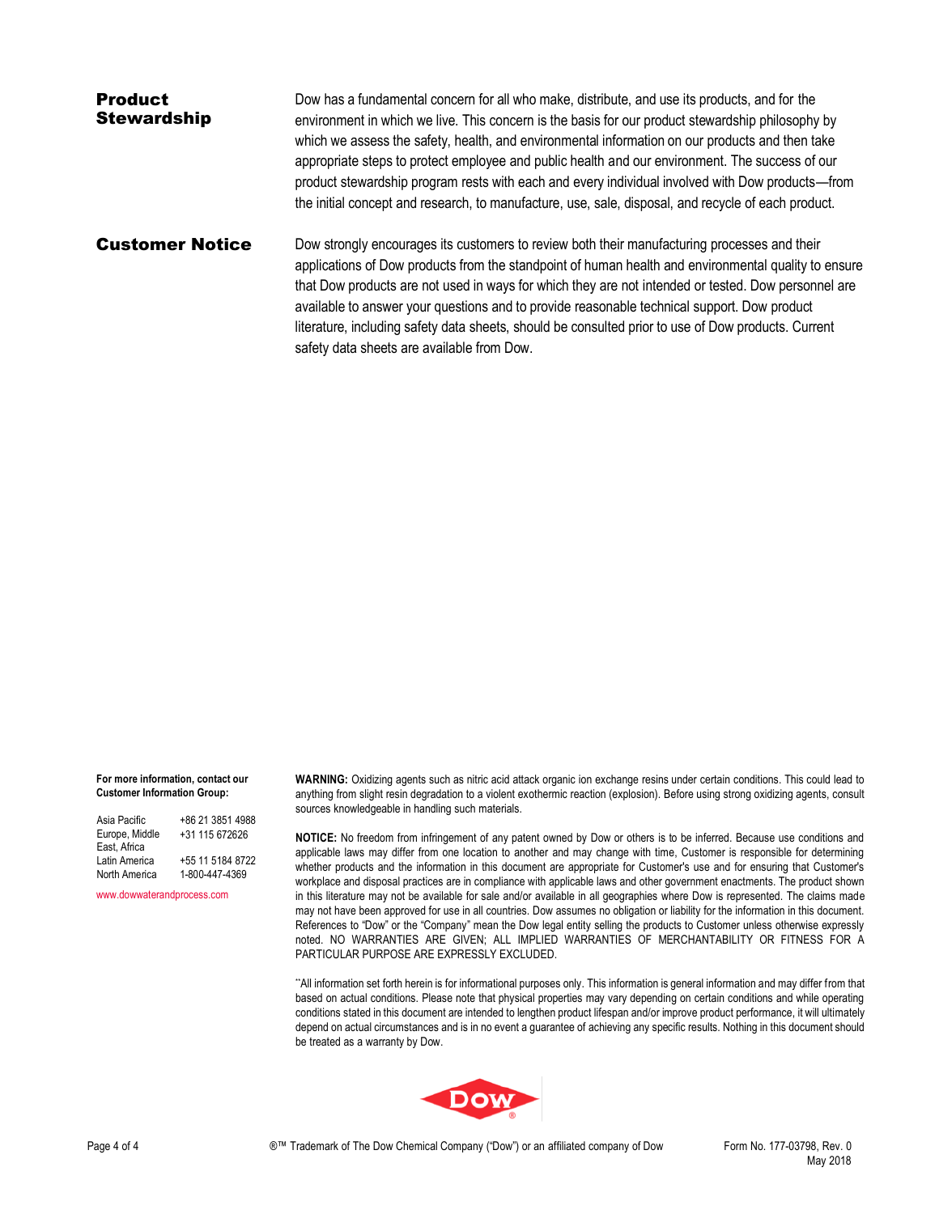## Product Stewardship

Dow has a fundamental concern for all who make, distribute, and use its products, and for the environment in which we live. This concern is the basis for our product stewardship philosophy by which we assess the safety, health, and environmental information on our products and then take appropriate steps to protect employee and public health and our environment. The success of our product stewardship program rests with each and every individual involved with Dow products—from the initial concept and research, to manufacture, use, sale, disposal, and recycle of each product.

## Customer Notice

Dow strongly encourages its customers to review both their manufacturing processes and their applications of Dow products from the standpoint of human health and environmental quality to ensure that Dow products are not used in ways for which they are not intended or tested. Dow personnel are available to answer your questions and to provide reasonable technical support. Dow product literature, including safety data sheets, should be consulted prior to use of Dow products. Current safety data sheets are available from Dow.

**For more information, contact our Customer Information Group:**

| | |
|---|---|
| Asia Pacific | +86 21 3851 4988 |
| Europe, Middle East, Africa | +31 115 672626 |
| Latin America | +55 11 5184 8722 |
| North America | 1-800-447-4369 |

www.dowwaterandprocess.com

**WARNING:** Oxidizing agents such as nitric acid attack organic ion exchange resins under certain conditions. This could lead to anything from slight resin degradation to a violent exothermic reaction (explosion). Before using strong oxidizing agents, consult sources knowledgeable in handling such materials.

**NOTICE:** No freedom from infringement of any patent owned by Dow or others is to be inferred. Because use conditions and applicable laws may differ from one location to another and may change with time, Customer is responsible for determining whether products and the information in this document are appropriate for Customer's use and for ensuring that Customer's workplace and disposal practices are in compliance with applicable laws and other government enactments. The product shown in this literature may not be available for sale and/or available in all geographies where Dow is represented. The claims made may not have been approved for use in all countries. Dow assumes no obligation or liability for the information in this document. References to "Dow" or the "Company" mean the Dow legal entity selling the products to Customer unless otherwise expressly noted. NO WARRANTIES ARE GIVEN; ALL IMPLIED WARRANTIES OF MERCHANTABILITY OR FITNESS FOR A PARTICULAR PURPOSE ARE EXPRESSLY EXCLUDED.

**All information set forth herein is for informational purposes only. This information is general information and may differ from that based on actual conditions. Please note that physical properties may vary depending on certain conditions and while operating conditions stated in this document are intended to lengthen product lifespan and/or improve product performance, it will ultimately depend on actual circumstances and is in no event a guarantee of achieving any specific results. Nothing in this document should be treated as a warranty by Dow.

®™ Trademark of The Dow Chemical Company ("Dow") or an affiliated company of Dow

Form No. 177-03798, Rev. 0
May 2018